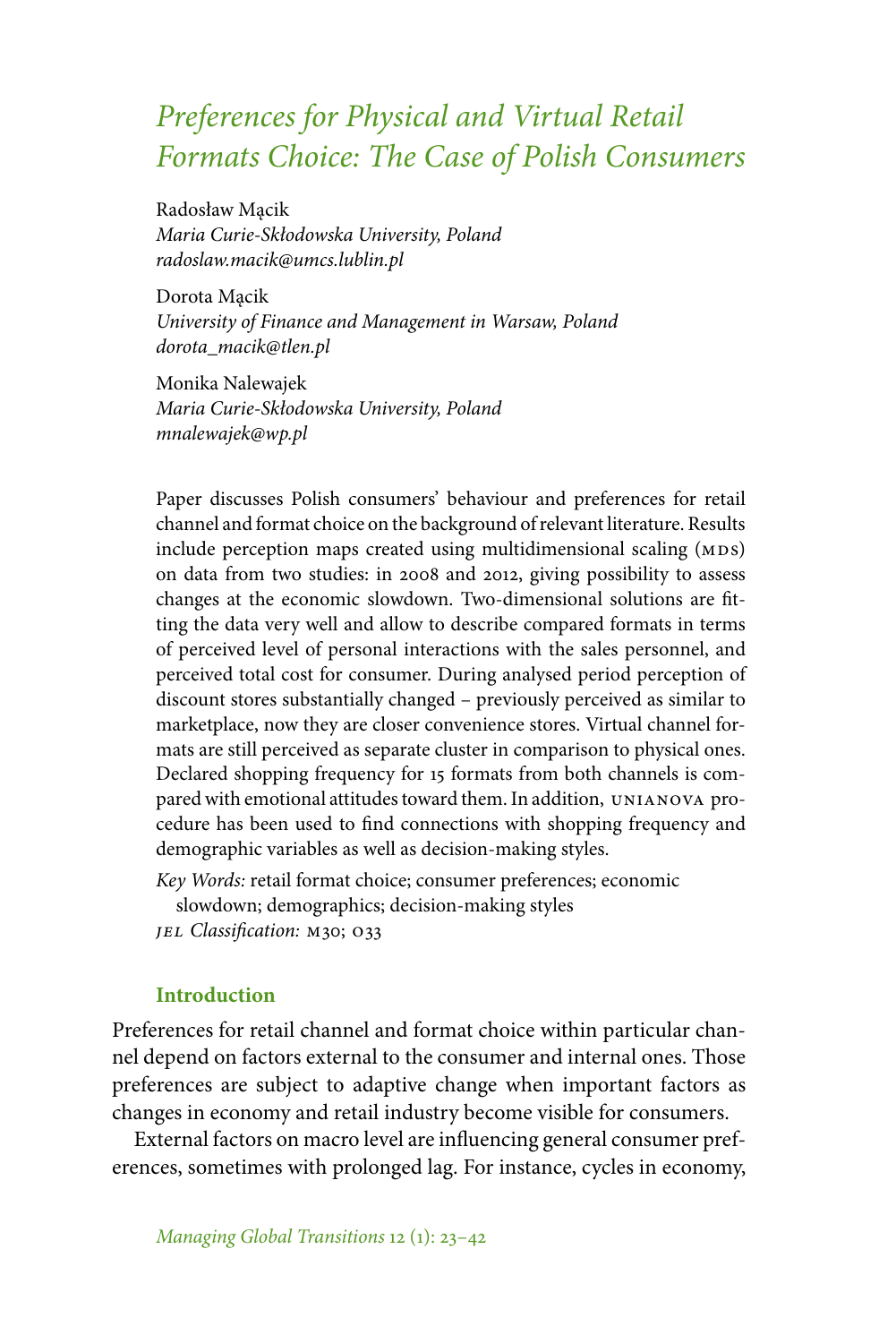# *Preferences for Physical and Virtual Retail Formats Choice: The Case of Polish Consumers*

Radosław Mącik
*Maria Curie-Skłodowska University, Poland*
*radoslaw.macik@umcs.lublin.pl*

Dorota Mącik
*University of Finance and Management in Warsaw, Poland*
*dorota_macik@tlen.pl*

Monika Nalewajek
*Maria Curie-Skłodowska University, Poland*
*mnalewajek@wp.pl*

Paper discusses Polish consumers' behaviour and preferences for retail channel and format choice on the background of relevant literature. Results include perception maps created using multidimensional scaling (MDS) on data from two studies: in 2008 and 2012, giving possibility to assess changes at the economic slowdown. Two-dimensional solutions are fitting the data very well and allow to describe compared formats in terms of perceived level of personal interactions with the sales personnel, and perceived total cost for consumer. During analysed period perception of discount stores substantially changed – previously perceived as similar to marketplace, now they are closer convenience stores. Virtual channel formats are still perceived as separate cluster in comparison to physical ones. Declared shopping frequency for 15 formats from both channels is compared with emotional attitudes toward them. In addition, UNIANOVA procedure has been used to find connections with shopping frequency and demographic variables as well as decision-making styles.

*Key Words:* retail format choice; consumer preferences; economic slowdown; demographics; decision-making styles
*JEL Classification:* M30; O33

## Introduction

Preferences for retail channel and format choice within particular channel depend on factors external to the consumer and internal ones. Those preferences are subject to adaptive change when important factors as changes in economy and retail industry become visible for consumers.

External factors on macro level are influencing general consumer preferences, sometimes with prolonged lag. For instance, cycles in economy,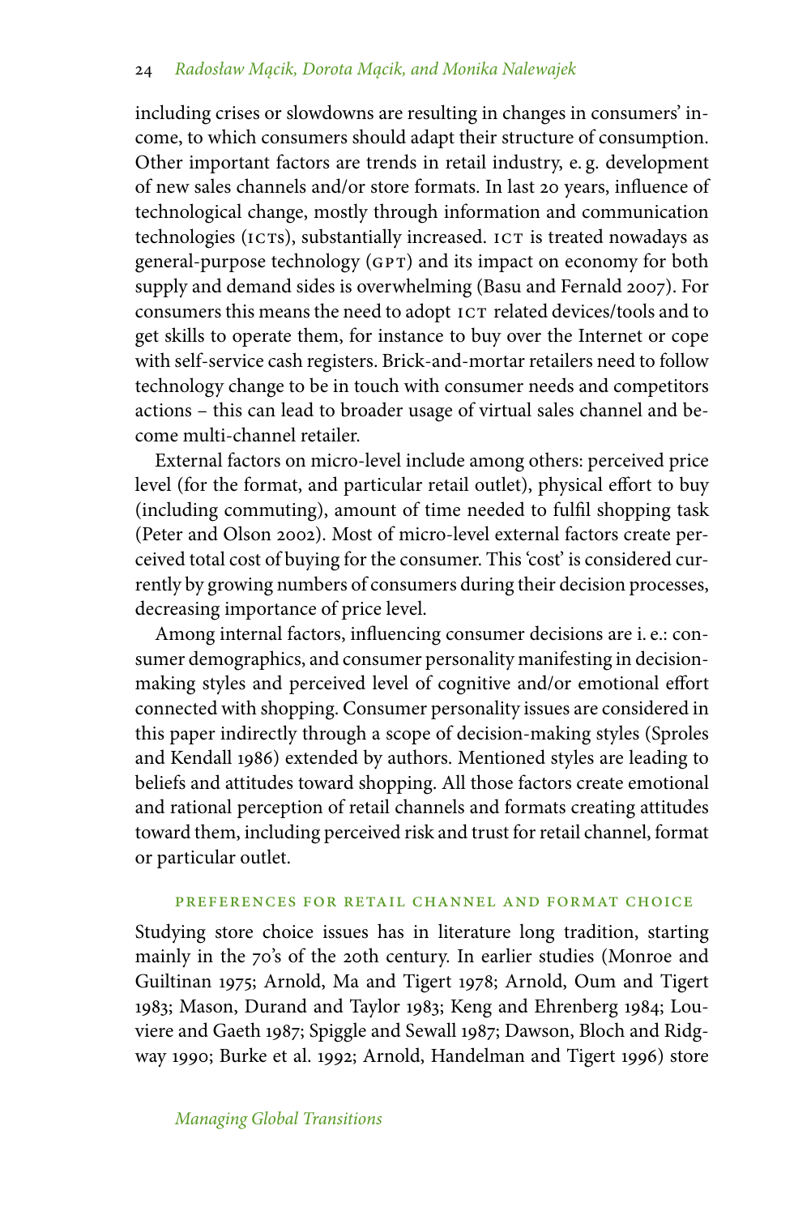including crises or slowdowns are resulting in changes in consumers' income, to which consumers should adapt their structure of consumption. Other important factors are trends in retail industry, e. g. development of new sales channels and/or store formats. In last 20 years, influence of technological change, mostly through information and communication technologies (ICTs), substantially increased. ICT is treated nowadays as general-purpose technology (GPT) and its impact on economy for both supply and demand sides is overwhelming (Basu and Fernald 2007). For consumers this means the need to adopt ICT related devices/tools and to get skills to operate them, for instance to buy over the Internet or cope with self-service cash registers. Brick-and-mortar retailers need to follow technology change to be in touch with consumer needs and competitors actions – this can lead to broader usage of virtual sales channel and become multi-channel retailer.

External factors on micro-level include among others: perceived price level (for the format, and particular retail outlet), physical effort to buy (including commuting), amount of time needed to fulfil shopping task (Peter and Olson 2002). Most of micro-level external factors create perceived total cost of buying for the consumer. This 'cost' is considered currently by growing numbers of consumers during their decision processes, decreasing importance of price level.

Among internal factors, influencing consumer decisions are i. e.: consumer demographics, and consumer personality manifesting in decision-making styles and perceived level of cognitive and/or emotional effort connected with shopping. Consumer personality issues are considered in this paper indirectly through a scope of decision-making styles (Sproles and Kendall 1986) extended by authors. Mentioned styles are leading to beliefs and attitudes toward shopping. All those factors create emotional and rational perception of retail channels and formats creating attitudes toward them, including perceived risk and trust for retail channel, format or particular outlet.

## Preferences for Retail Channel and Format Choice

Studying store choice issues has in literature long tradition, starting mainly in the 70's of the 20th century. In earlier studies (Monroe and Guiltinan 1975; Arnold, Ma and Tigert 1978; Arnold, Oum and Tigert 1983; Mason, Durand and Taylor 1983; Keng and Ehrenberg 1984; Louviere and Gaeth 1987; Spiggle and Sewall 1987; Dawson, Bloch and Ridgway 1990; Burke et al. 1992; Arnold, Handelman and Tigert 1996) store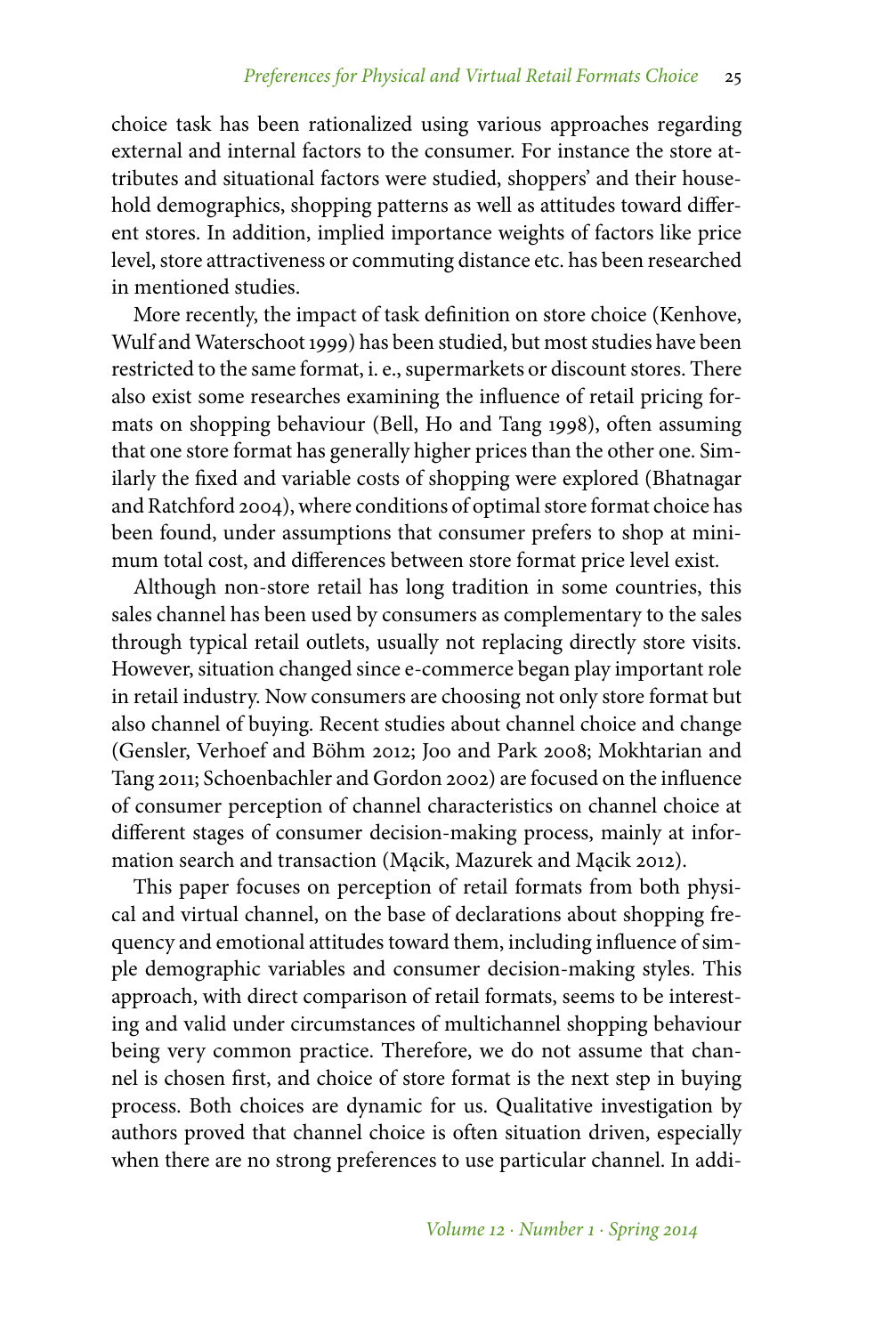choice task has been rationalized using various approaches regarding external and internal factors to the consumer. For instance the store attributes and situational factors were studied, shoppers' and their household demographics, shopping patterns as well as attitudes toward different stores. In addition, implied importance weights of factors like price level, store attractiveness or commuting distance etc. has been researched in mentioned studies.

More recently, the impact of task definition on store choice (Kenhove, Wulf and Waterschoot 1999) has been studied, but most studies have been restricted to the same format, i. e., supermarkets or discount stores. There also exist some researches examining the influence of retail pricing formats on shopping behaviour (Bell, Ho and Tang 1998), often assuming that one store format has generally higher prices than the other one. Similarly the fixed and variable costs of shopping were explored (Bhatnagar and Ratchford 2004), where conditions of optimal store format choice has been found, under assumptions that consumer prefers to shop at minimum total cost, and differences between store format price level exist.

Although non-store retail has long tradition in some countries, this sales channel has been used by consumers as complementary to the sales through typical retail outlets, usually not replacing directly store visits. However, situation changed since e-commerce began play important role in retail industry. Now consumers are choosing not only store format but also channel of buying. Recent studies about channel choice and change (Gensler, Verhoef and Böhm 2012; Joo and Park 2008; Mokhtarian and Tang 2011; Schoenbachler and Gordon 2002) are focused on the influence of consumer perception of channel characteristics on channel choice at different stages of consumer decision-making process, mainly at information search and transaction (Mącik, Mazurek and Mącik 2012).

This paper focuses on perception of retail formats from both physical and virtual channel, on the base of declarations about shopping frequency and emotional attitudes toward them, including influence of simple demographic variables and consumer decision-making styles. This approach, with direct comparison of retail formats, seems to be interesting and valid under circumstances of multichannel shopping behaviour being very common practice. Therefore, we do not assume that channel is chosen first, and choice of store format is the next step in buying process. Both choices are dynamic for us. Qualitative investigation by authors proved that channel choice is often situation driven, especially when there are no strong preferences to use particular channel. In addi-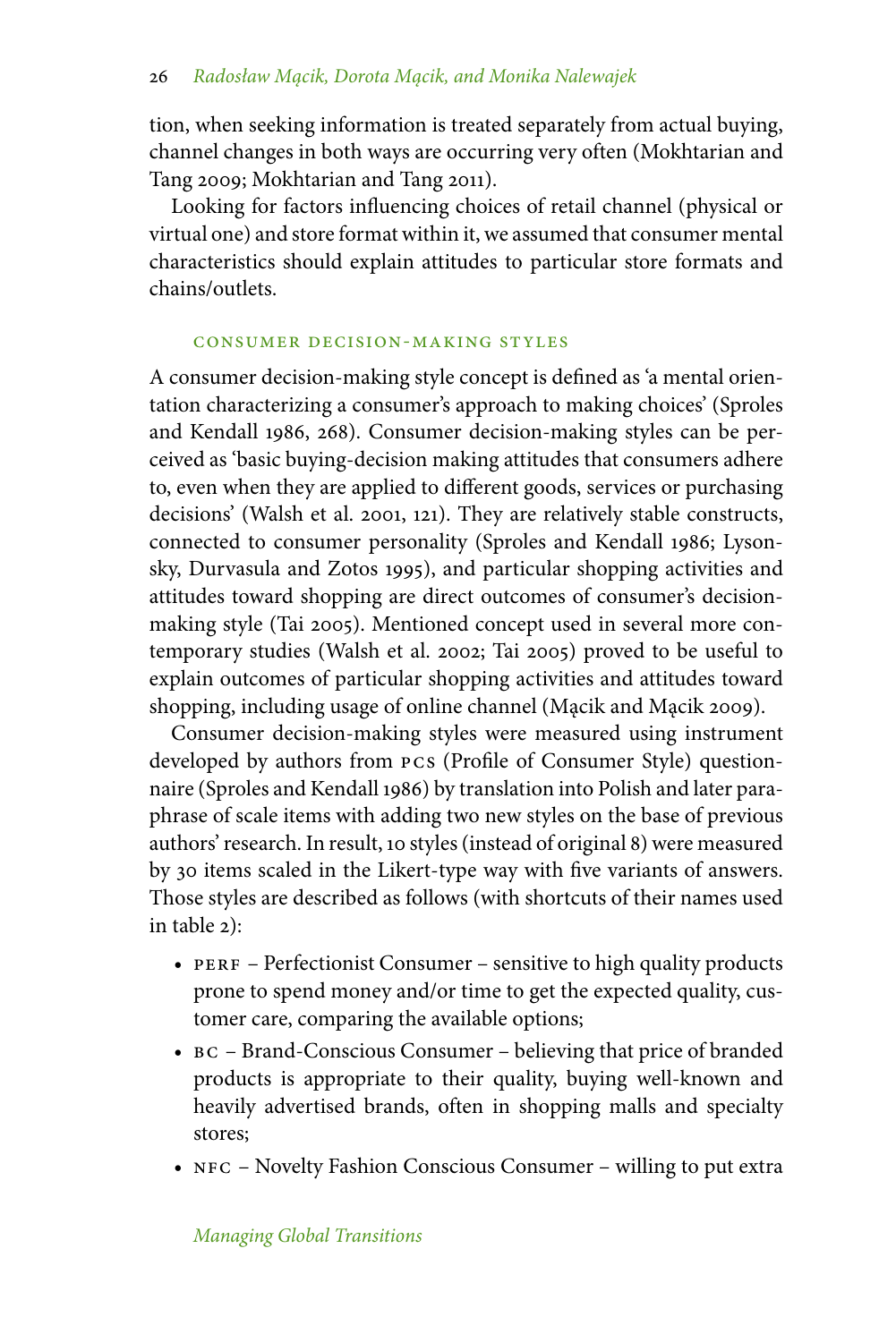tion, when seeking information is treated separately from actual buying, channel changes in both ways are occurring very often (Mokhtarian and Tang 2009; Mokhtarian and Tang 2011).

Looking for factors influencing choices of retail channel (physical or virtual one) and store format within it, we assumed that consumer mental characteristics should explain attitudes to particular store formats and chains/outlets.

### CONSUMER DECISION-MAKING STYLES

A consumer decision-making style concept is defined as 'a mental orientation characterizing a consumer's approach to making choices' (Sproles and Kendall 1986, 268). Consumer decision-making styles can be perceived as 'basic buying-decision making attitudes that consumers adhere to, even when they are applied to different goods, services or purchasing decisions' (Walsh et al. 2001, 121). They are relatively stable constructs, connected to consumer personality (Sproles and Kendall 1986; Lysonsky, Durvasula and Zotos 1995), and particular shopping activities and attitudes toward shopping are direct outcomes of consumer's decision-making style (Tai 2005). Mentioned concept used in several more contemporary studies (Walsh et al. 2002; Tai 2005) proved to be useful to explain outcomes of particular shopping activities and attitudes toward shopping, including usage of online channel (Mącik and Mącik 2009).

Consumer decision-making styles were measured using instrument developed by authors from PCS (Profile of Consumer Style) questionnaire (Sproles and Kendall 1986) by translation into Polish and later paraphrase of scale items with adding two new styles on the base of previous authors' research. In result, 10 styles (instead of original 8) were measured by 30 items scaled in the Likert-type way with five variants of answers. Those styles are described as follows (with shortcuts of their names used in table 2):

- PERF – Perfectionist Consumer – sensitive to high quality products prone to spend money and/or time to get the expected quality, customer care, comparing the available options;
- BC – Brand-Conscious Consumer – believing that price of branded products is appropriate to their quality, buying well-known and heavily advertised brands, often in shopping malls and specialty stores;
- NFC – Novelty Fashion Conscious Consumer – willing to put extra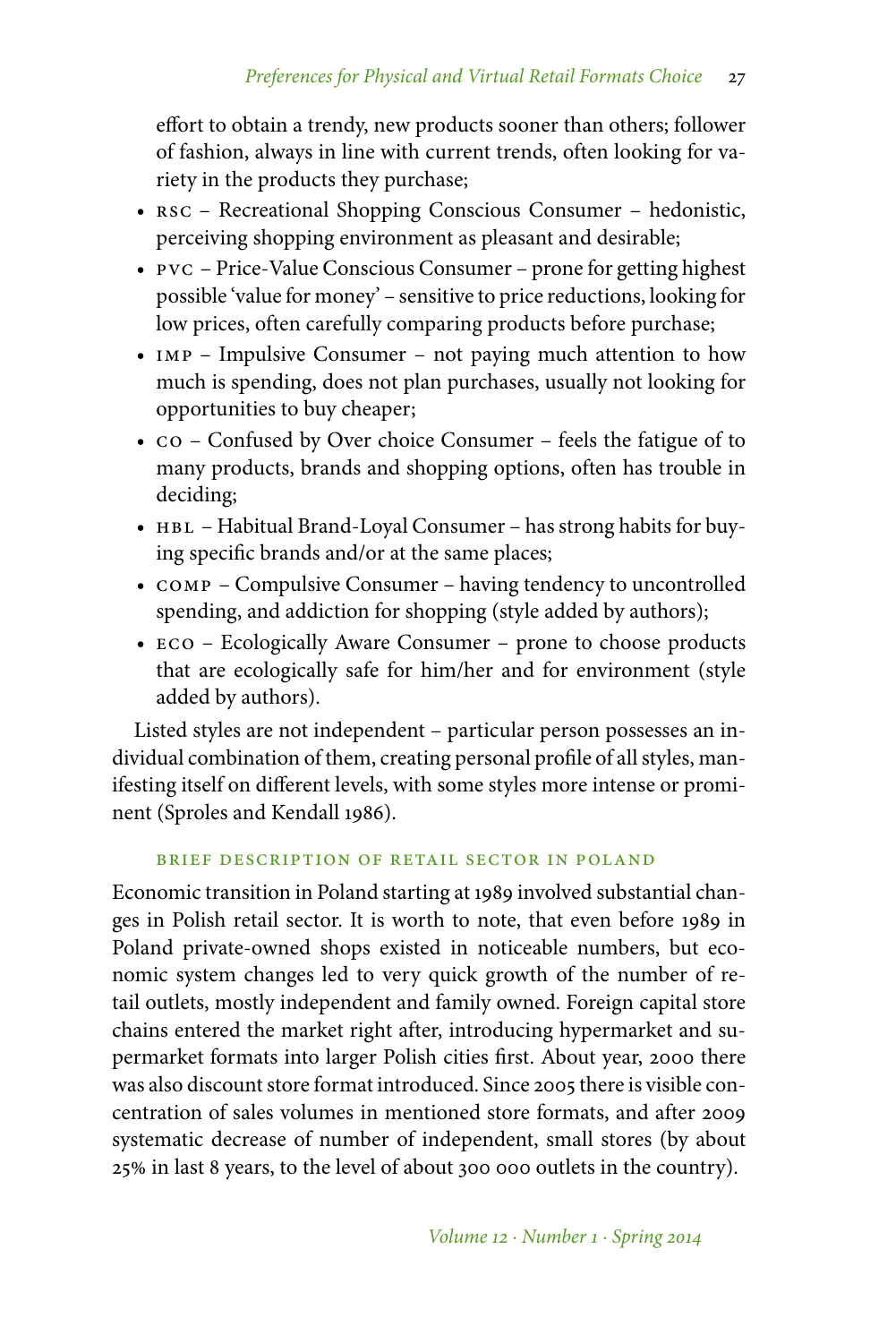effort to obtain a trendy, new products sooner than others; follower of fashion, always in line with current trends, often looking for variety in the products they purchase;

- RSC – Recreational Shopping Conscious Consumer – hedonistic, perceiving shopping environment as pleasant and desirable;
- PVC – Price-Value Conscious Consumer – prone for getting highest possible 'value for money' – sensitive to price reductions, looking for low prices, often carefully comparing products before purchase;
- IMP – Impulsive Consumer – not paying much attention to how much is spending, does not plan purchases, usually not looking for opportunities to buy cheaper;
- CO – Confused by Over choice Consumer – feels the fatigue of to many products, brands and shopping options, often has trouble in deciding;
- HBL – Habitual Brand-Loyal Consumer – has strong habits for buying specific brands and/or at the same places;
- COMP – Compulsive Consumer – having tendency to uncontrolled spending, and addiction for shopping (style added by authors);
- ECO – Ecologically Aware Consumer – prone to choose products that are ecologically safe for him/her and for environment (style added by authors).

Listed styles are not independent – particular person possesses an individual combination of them, creating personal profile of all styles, manifesting itself on different levels, with some styles more intense or prominent (Sproles and Kendall 1986).

## Brief Description of Retail Sector in Poland

Economic transition in Poland starting at 1989 involved substantial changes in Polish retail sector. It is worth to note, that even before 1989 in Poland private-owned shops existed in noticeable numbers, but economic system changes led to very quick growth of the number of retail outlets, mostly independent and family owned. Foreign capital store chains entered the market right after, introducing hypermarket and supermarket formats into larger Polish cities first. About year, 2000 there was also discount store format introduced. Since 2005 there is visible concentration of sales volumes in mentioned store formats, and after 2009 systematic decrease of number of independent, small stores (by about 25% in last 8 years, to the level of about 300 000 outlets in the country).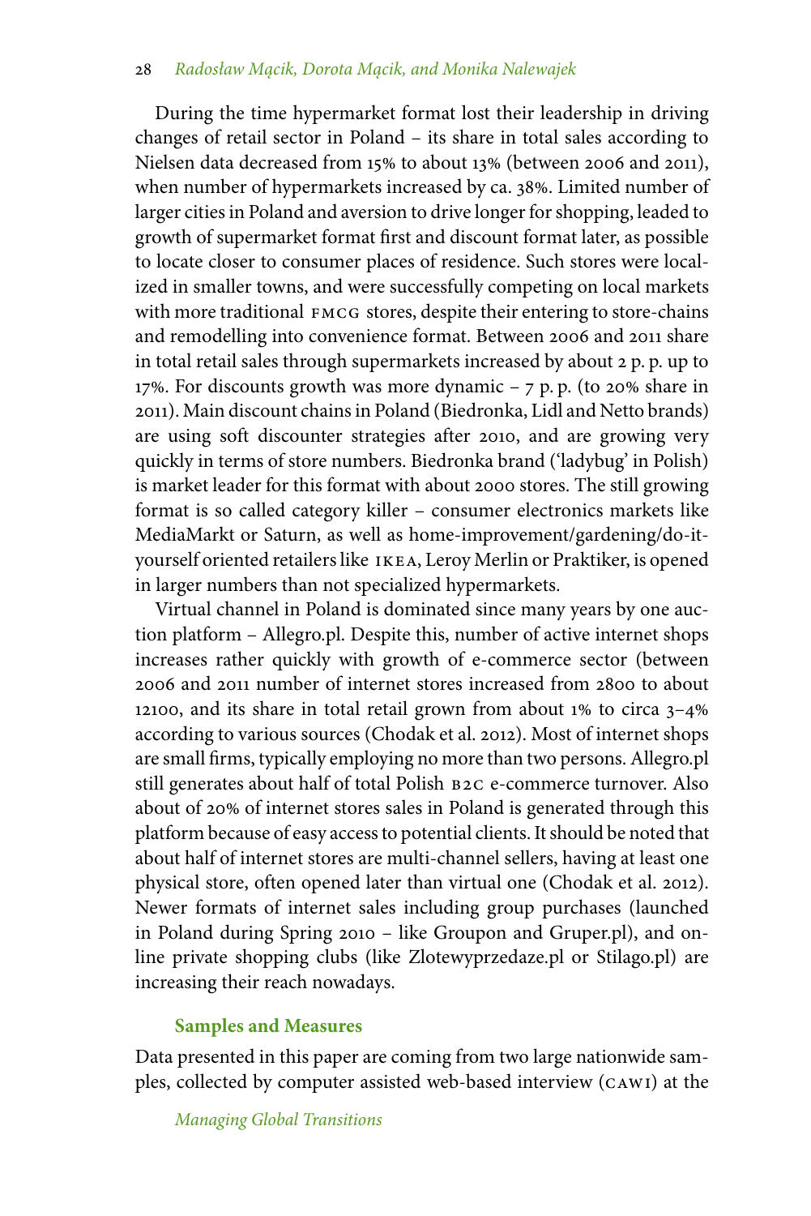During the time hypermarket format lost their leadership in driving changes of retail sector in Poland – its share in total sales according to Nielsen data decreased from 15% to about 13% (between 2006 and 2011), when number of hypermarkets increased by ca. 38%. Limited number of larger cities in Poland and aversion to drive longer for shopping, leaded to growth of supermarket format first and discount format later, as possible to locate closer to consumer places of residence. Such stores were localized in smaller towns, and were successfully competing on local markets with more traditional FMCG stores, despite their entering to store-chains and remodelling into convenience format. Between 2006 and 2011 share in total retail sales through supermarkets increased by about 2 p. p. up to 17%. For discounts growth was more dynamic – 7 p. p. (to 20% share in 2011). Main discount chains in Poland (Biedronka, Lidl and Netto brands) are using soft discounter strategies after 2010, and are growing very quickly in terms of store numbers. Biedronka brand ('ladybug' in Polish) is market leader for this format with about 2000 stores. The still growing format is so called category killer – consumer electronics markets like MediaMarkt or Saturn, as well as home-improvement/gardening/do-it-yourself oriented retailers like IKEA, Leroy Merlin or Praktiker, is opened in larger numbers than not specialized hypermarkets.

Virtual channel in Poland is dominated since many years by one auction platform – Allegro.pl. Despite this, number of active internet shops increases rather quickly with growth of e-commerce sector (between 2006 and 2011 number of internet stores increased from 2800 to about 12100, and its share in total retail grown from about 1% to circa 3–4% according to various sources (Chodak et al. 2012). Most of internet shops are small firms, typically employing no more than two persons. Allegro.pl still generates about half of total Polish B2C e-commerce turnover. Also about of 20% of internet stores sales in Poland is generated through this platform because of easy access to potential clients. It should be noted that about half of internet stores are multi-channel sellers, having at least one physical store, often opened later than virtual one (Chodak et al. 2012). Newer formats of internet sales including group purchases (launched in Poland during Spring 2010 – like Groupon and Gruper.pl), and online private shopping clubs (like Zlotewyprzedaze.pl or Stilago.pl) are increasing their reach nowadays.

## Samples and Measures

Data presented in this paper are coming from two large nationwide samples, collected by computer assisted web-based interview (CAWI) at the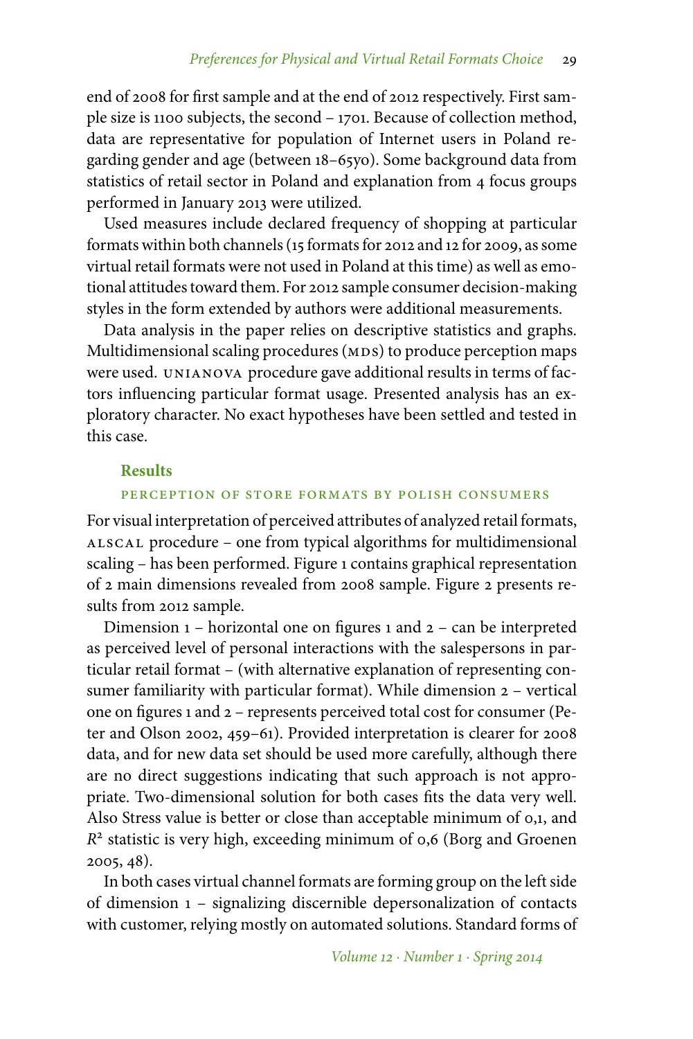end of 2008 for first sample and at the end of 2012 respectively. First sample size is 1100 subjects, the second – 1701. Because of collection method, data are representative for population of Internet users in Poland regarding gender and age (between 18–65yo). Some background data from statistics of retail sector in Poland and explanation from 4 focus groups performed in January 2013 were utilized.

Used measures include declared frequency of shopping at particular formats within both channels (15 formats for 2012 and 12 for 2009, as some virtual retail formats were not used in Poland at this time) as well as emotional attitudes toward them. For 2012 sample consumer decision-making styles in the form extended by authors were additional measurements.

Data analysis in the paper relies on descriptive statistics and graphs. Multidimensional scaling procedures (MDS) to produce perception maps were used. UNIANOVA procedure gave additional results in terms of factors influencing particular format usage. Presented analysis has an exploratory character. No exact hypotheses have been settled and tested in this case.

## Results

### PERCEPTION OF STORE FORMATS BY POLISH CONSUMERS

For visual interpretation of perceived attributes of analyzed retail formats, ALSCAL procedure – one from typical algorithms for multidimensional scaling – has been performed. Figure 1 contains graphical representation of 2 main dimensions revealed from 2008 sample. Figure 2 presents results from 2012 sample.

Dimension 1 – horizontal one on figures 1 and 2 – can be interpreted as perceived level of personal interactions with the salespersons in particular retail format – (with alternative explanation of representing consumer familiarity with particular format). While dimension 2 – vertical one on figures 1 and 2 – represents perceived total cost for consumer (Peter and Olson 2002, 459–61). Provided interpretation is clearer for 2008 data, and for new data set should be used more carefully, although there are no direct suggestions indicating that such approach is not appropriate. Two-dimensional solution for both cases fits the data very well. Also Stress value is better or close than acceptable minimum of 0,1, and $R^2$ statistic is very high, exceeding minimum of 0,6 (Borg and Groenen 2005, 48).

In both cases virtual channel formats are forming group on the left side of dimension 1 – signalizing discernible depersonalization of contacts with customer, relying mostly on automated solutions. Standard forms of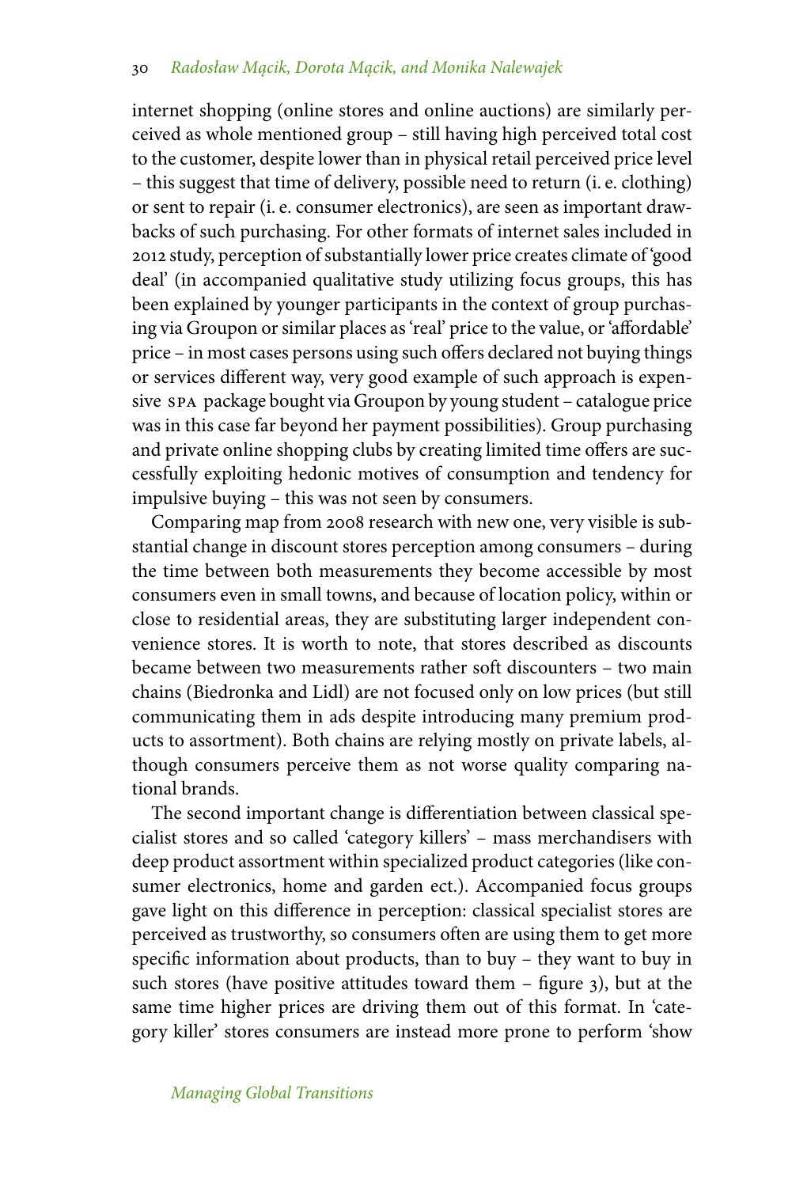internet shopping (online stores and online auctions) are similarly perceived as whole mentioned group – still having high perceived total cost to the customer, despite lower than in physical retail perceived price level – this suggest that time of delivery, possible need to return (i. e. clothing) or sent to repair (i. e. consumer electronics), are seen as important drawbacks of such purchasing. For other formats of internet sales included in 2012 study, perception of substantially lower price creates climate of 'good deal' (in accompanied qualitative study utilizing focus groups, this has been explained by younger participants in the context of group purchasing via Groupon or similar places as 'real' price to the value, or 'affordable' price – in most cases persons using such offers declared not buying things or services different way, very good example of such approach is expensive SPA package bought via Groupon by young student – catalogue price was in this case far beyond her payment possibilities). Group purchasing and private online shopping clubs by creating limited time offers are successfully exploiting hedonic motives of consumption and tendency for impulsive buying – this was not seen by consumers.

Comparing map from 2008 research with new one, very visible is substantial change in discount stores perception among consumers – during the time between both measurements they become accessible by most consumers even in small towns, and because of location policy, within or close to residential areas, they are substituting larger independent convenience stores. It is worth to note, that stores described as discounts became between two measurements rather soft discounters – two main chains (Biedronka and Lidl) are not focused only on low prices (but still communicating them in ads despite introducing many premium products to assortment). Both chains are relying mostly on private labels, although consumers perceive them as not worse quality comparing national brands.

The second important change is differentiation between classical specialist stores and so called 'category killers' – mass merchandisers with deep product assortment within specialized product categories (like consumer electronics, home and garden ect.). Accompanied focus groups gave light on this difference in perception: classical specialist stores are perceived as trustworthy, so consumers often are using them to get more specific information about products, than to buy – they want to buy in such stores (have positive attitudes toward them – figure 3), but at the same time higher prices are driving them out of this format. In 'category killer' stores consumers are instead more prone to perform 'show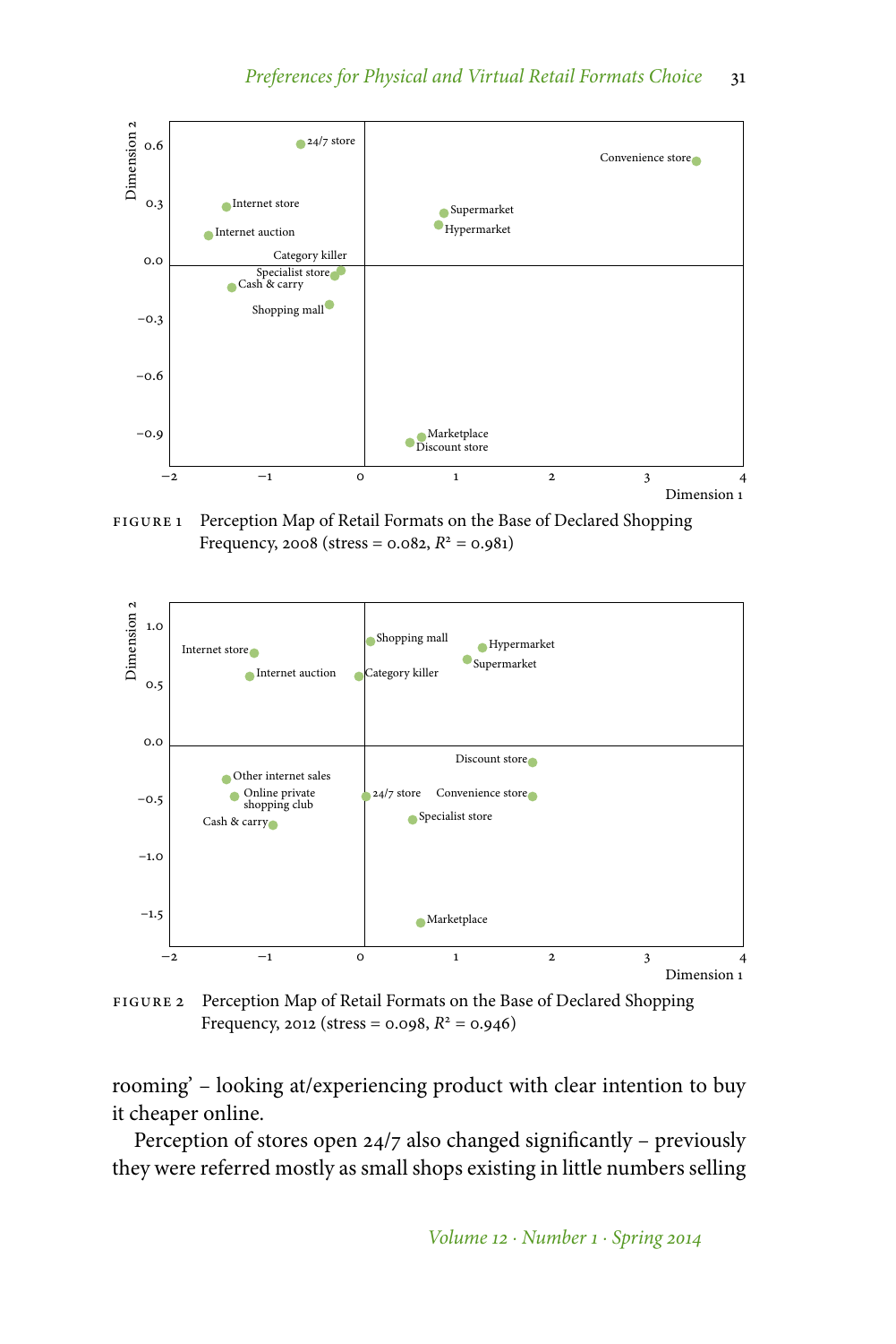FIGURE 1 Perception Map of Retail Formats on the Base of Declared Shopping Frequency, 2008 (stress = 0.082, $R^2$ = 0.981)

FIGURE 2 Perception Map of Retail Formats on the Base of Declared Shopping Frequency, 2012 (stress = 0.098, $R^2$ = 0.946)

rooming' – looking at/experiencing product with clear intention to buy it cheaper online.

Perception of stores open 24/7 also changed significantly – previously they were referred mostly as small shops existing in little numbers selling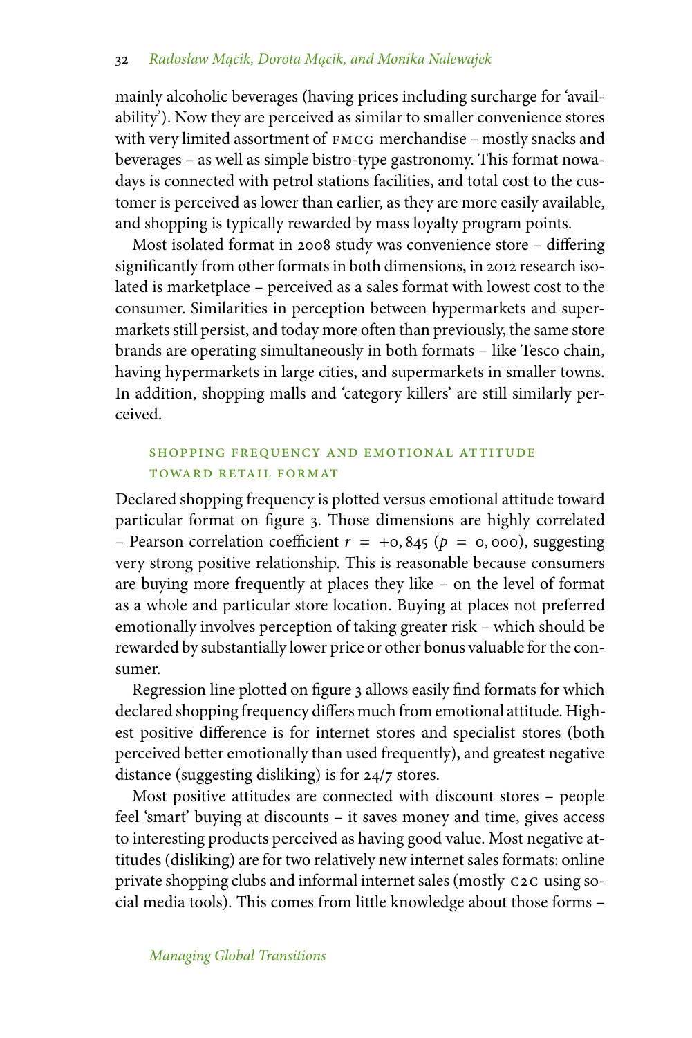mainly alcoholic beverages (having prices including surcharge for 'availability'). Now they are perceived as similar to smaller convenience stores with very limited assortment of FMCG merchandise – mostly snacks and beverages – as well as simple bistro-type gastronomy. This format nowadays is connected with petrol stations facilities, and total cost to the customer is perceived as lower than earlier, as they are more easily available, and shopping is typically rewarded by mass loyalty program points.

Most isolated format in 2008 study was convenience store – differing significantly from other formats in both dimensions, in 2012 research isolated is marketplace – perceived as a sales format with lowest cost to the consumer. Similarities in perception between hypermarkets and supermarkets still persist, and today more often than previously, the same store brands are operating simultaneously in both formats – like Tesco chain, having hypermarkets in large cities, and supermarkets in smaller towns. In addition, shopping malls and 'category killers' are still similarly perceived.

## SHOPPING FREQUENCY AND EMOTIONAL ATTITUDE TOWARD RETAIL FORMAT

Declared shopping frequency is plotted versus emotional attitude toward particular format on figure 3. Those dimensions are highly correlated – Pearson correlation coefficient $r = +0,845$ ($p = 0,000$), suggesting very strong positive relationship. This is reasonable because consumers are buying more frequently at places they like – on the level of format as a whole and particular store location. Buying at places not preferred emotionally involves perception of taking greater risk – which should be rewarded by substantially lower price or other bonus valuable for the consumer.

Regression line plotted on figure 3 allows easily find formats for which declared shopping frequency differs much from emotional attitude. Highest positive difference is for internet stores and specialist stores (both perceived better emotionally than used frequently), and greatest negative distance (suggesting disliking) is for 24/7 stores.

Most positive attitudes are connected with discount stores – people feel 'smart' buying at discounts – it saves money and time, gives access to interesting products perceived as having good value. Most negative attitudes (disliking) are for two relatively new internet sales formats: online private shopping clubs and informal internet sales (mostly C2C using social media tools). This comes from little knowledge about those forms –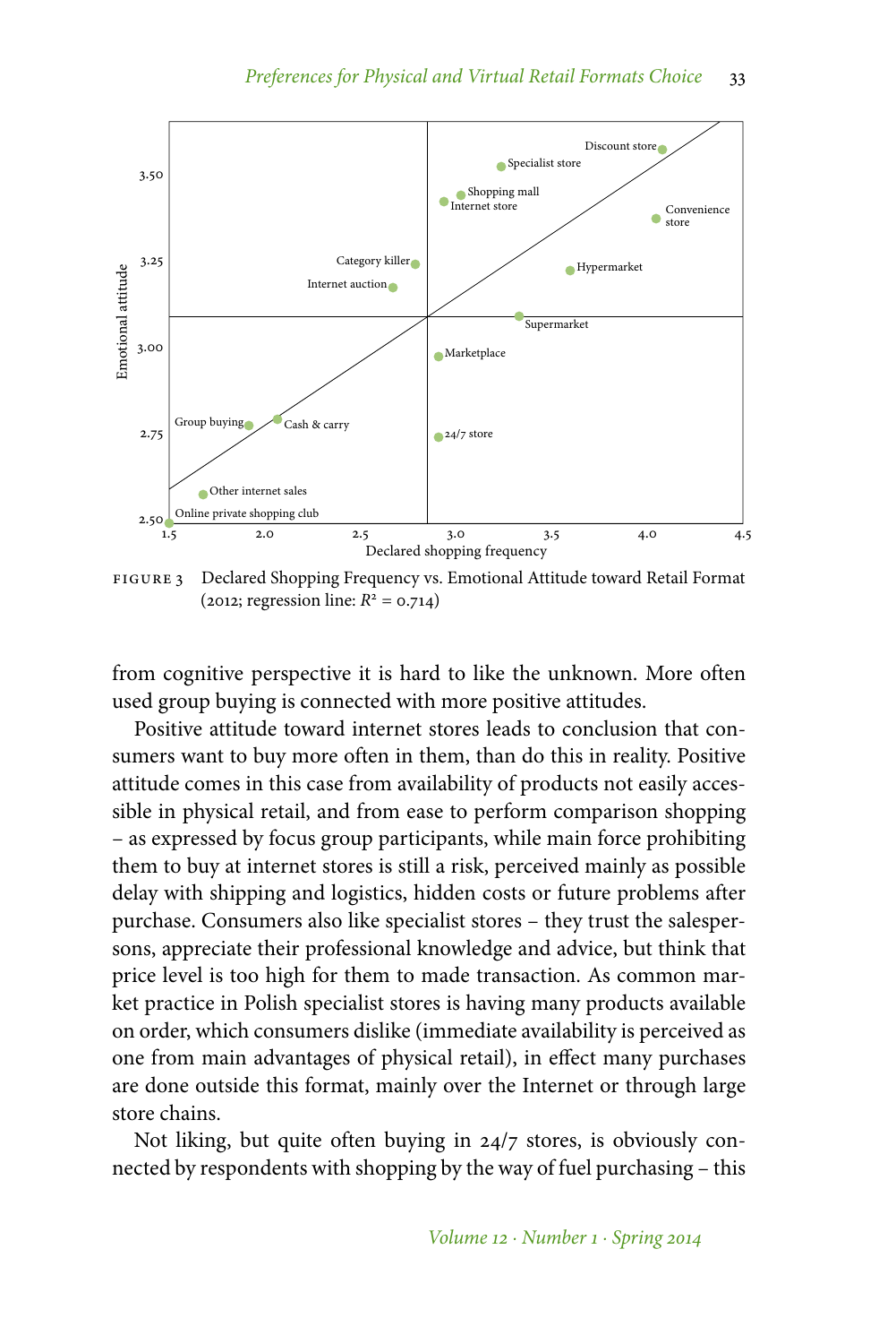FIGURE 3 Declared Shopping Frequency vs. Emotional Attitude toward Retail Format (2012; regression line: $R^2 = 0.714$)

from cognitive perspective it is hard to like the unknown. More often used group buying is connected with more positive attitudes.

Positive attitude toward internet stores leads to conclusion that consumers want to buy more often in them, than do this in reality. Positive attitude comes in this case from availability of products not easily accessible in physical retail, and from ease to perform comparison shopping – as expressed by focus group participants, while main force prohibiting them to buy at internet stores is still a risk, perceived mainly as possible delay with shipping and logistics, hidden costs or future problems after purchase. Consumers also like specialist stores – they trust the salespersons, appreciate their professional knowledge and advice, but think that price level is too high for them to made transaction. As common market practice in Polish specialist stores is having many products available on order, which consumers dislike (immediate availability is perceived as one from main advantages of physical retail), in effect many purchases are done outside this format, mainly over the Internet or through large store chains.

Not liking, but quite often buying in 24/7 stores, is obviously connected by respondents with shopping by the way of fuel purchasing – this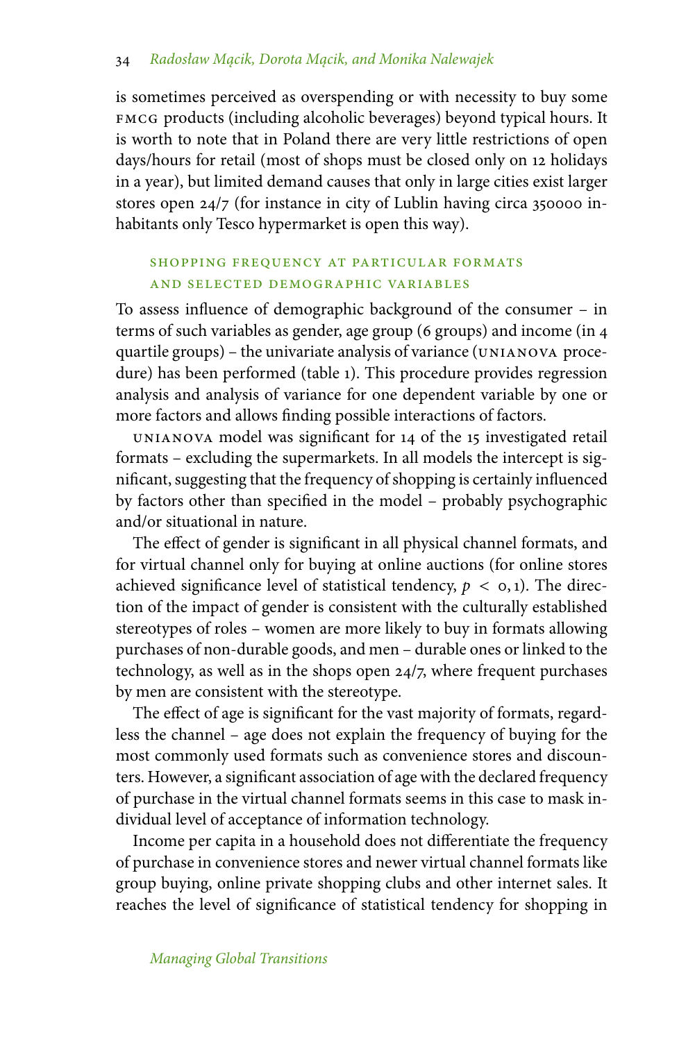is sometimes perceived as overspending or with necessity to buy some FMCG products (including alcoholic beverages) beyond typical hours. It is worth to note that in Poland there are very little restrictions of open days/hours for retail (most of shops must be closed only on 12 holidays in a year), but limited demand causes that only in large cities exist larger stores open 24/7 (for instance in city of Lublin having circa 350000 inhabitants only Tesco hypermarket is open this way).

### SHOPPING FREQUENCY AT PARTICULAR FORMATS AND SELECTED DEMOGRAPHIC VARIABLES

To assess influence of demographic background of the consumer – in terms of such variables as gender, age group (6 groups) and income (in 4 quartile groups) – the univariate analysis of variance (UNIANOVA procedure) has been performed (table 1). This procedure provides regression analysis and analysis of variance for one dependent variable by one or more factors and allows finding possible interactions of factors.

UNIANOVA model was significant for 14 of the 15 investigated retail formats – excluding the supermarkets. In all models the intercept is significant, suggesting that the frequency of shopping is certainly influenced by factors other than specified in the model – probably psychographic and/or situational in nature.

The effect of gender is significant in all physical channel formats, and for virtual channel only for buying at online auctions (for online stores achieved significance level of statistical tendency, $p < 0,1$). The direction of the impact of gender is consistent with the culturally established stereotypes of roles – women are more likely to buy in formats allowing purchases of non-durable goods, and men – durable ones or linked to the technology, as well as in the shops open 24/7, where frequent purchases by men are consistent with the stereotype.

The effect of age is significant for the vast majority of formats, regardless the channel – age does not explain the frequency of buying for the most commonly used formats such as convenience stores and discounters. However, a significant association of age with the declared frequency of purchase in the virtual channel formats seems in this case to mask individual level of acceptance of information technology.

Income per capita in a household does not differentiate the frequency of purchase in convenience stores and newer virtual channel formats like group buying, online private shopping clubs and other internet sales. It reaches the level of significance of statistical tendency for shopping in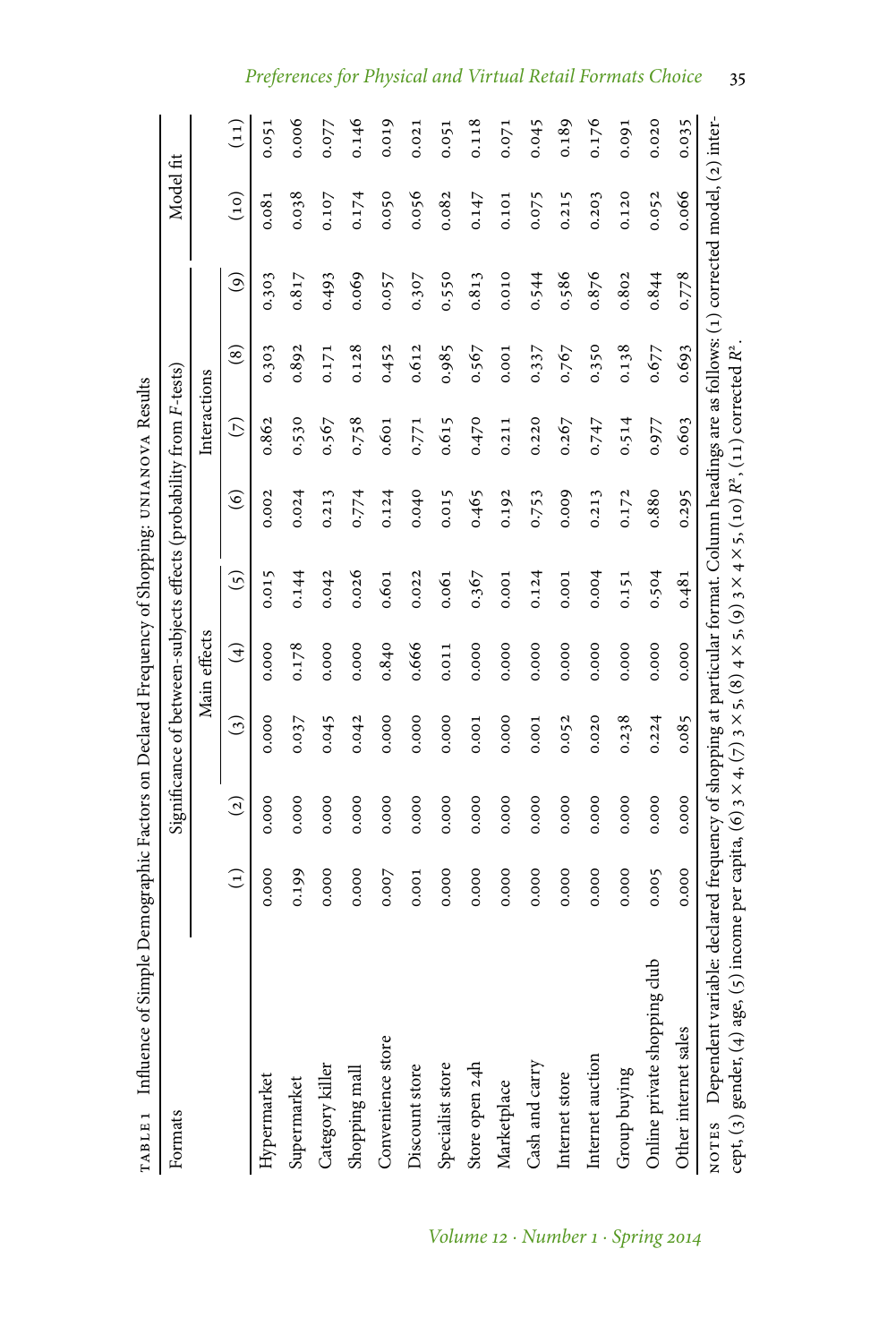TABLE 1 Influence of Simple Demographic Factors on Declared Frequency of Shopping: UNIANOVA Results

| Formats | Significance of between-subjects effects (probability from *F*-tests) | | | | | | | | | Model fit | |
|---|---|---|---|---|---|---|---|---|---|---|---|
| | | | Main effects | | | Interactions | | | | | |
| | (1) | (2) | (3) | (4) | (5) | (6) | (7) | (8) | (9) | (10) | (11) |
| Hypermarket | 0.000 | 0.000 | 0.000 | 0.000 | 0.015 | 0.002 | 0.862 | 0.303 | 0.303 | 0.081 | 0.051 |
| Supermarket | 0.199 | 0.000 | 0.037 | 0.178 | 0.144 | 0.024 | 0.530 | 0.892 | 0.817 | 0.038 | 0.006 |
| Category killer | 0.000 | 0.000 | 0.045 | 0.000 | 0.042 | 0.213 | 0.567 | 0.171 | 0.493 | 0.107 | 0.077 |
| Shopping mall | 0.000 | 0.000 | 0.042 | 0.000 | 0.026 | 0.774 | 0.758 | 0.128 | 0.069 | 0.174 | 0.146 |
| Convenience store | 0.007 | 0.000 | 0.000 | 0.840 | 0.601 | 0.124 | 0.601 | 0.452 | 0.057 | 0.050 | 0.019 |
| Discount store | 0.001 | 0.000 | 0.000 | 0.666 | 0.022 | 0.040 | 0.771 | 0.612 | 0.307 | 0.056 | 0.021 |
| Specialist store | 0.000 | 0.000 | 0.000 | 0.011 | 0.061 | 0.015 | 0.615 | 0.985 | 0.550 | 0.082 | 0.051 |
| Store open 24h | 0.000 | 0.000 | 0.001 | 0.000 | 0.367 | 0.465 | 0.470 | 0.567 | 0.813 | 0.147 | 0.118 |
| Marketplace | 0.000 | 0.000 | 0.000 | 0.000 | 0.001 | 0.192 | 0.211 | 0.001 | 0.010 | 0.101 | 0.071 |
| Cash and carry | 0.000 | 0.000 | 0.001 | 0.000 | 0.124 | 0.753 | 0.220 | 0.337 | 0.544 | 0.075 | 0.045 |
| Internet store | 0.000 | 0.000 | 0.052 | 0.000 | 0.001 | 0.009 | 0.267 | 0.767 | 0.586 | 0.215 | 0.189 |
| Internet auction | 0.000 | 0.000 | 0.020 | 0.000 | 0.004 | 0.213 | 0.747 | 0.350 | 0.876 | 0.203 | 0.176 |
| Group buying | 0.000 | 0.000 | 0.238 | 0.000 | 0.151 | 0.172 | 0.514 | 0.138 | 0.802 | 0.120 | 0.091 |
| Online private shopping club | 0.005 | 0.000 | 0.224 | 0.000 | 0.504 | 0.880 | 0.977 | 0.677 | 0.844 | 0.052 | 0.020 |
| Other internet sales | 0.000 | 0.000 | 0.085 | 0.000 | 0.481 | 0.295 | 0.603 | 0.693 | 0.778 | 0.066 | 0.035 |

NOTES Dependent variable: declared frequency of shopping at particular format. Column headings are as follows: (1) corrected model, (2) intercept, (3) gender, (4) age, (5) income per capita, (6) 3 × 4, (7) 3 × 5, (8) 4 × 5, (9) 3 × 4 × 5, (10) $R^2$, (11) corrected $R^2$.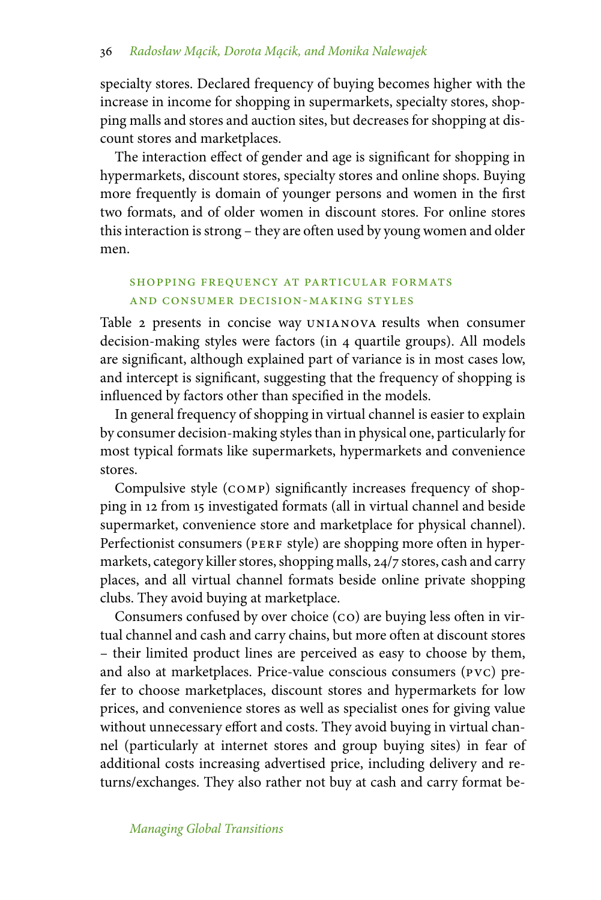specialty stores. Declared frequency of buying becomes higher with the increase in income for shopping in supermarkets, specialty stores, shopping malls and stores and auction sites, but decreases for shopping at discount stores and marketplaces.

The interaction effect of gender and age is significant for shopping in hypermarkets, discount stores, specialty stores and online shops. Buying more frequently is domain of younger persons and women in the first two formats, and of older women in discount stores. For online stores this interaction is strong – they are often used by young women and older men.

## SHOPPING FREQUENCY AT PARTICULAR FORMATS AND CONSUMER DECISION-MAKING STYLES

Table 2 presents in concise way UNIANOVA results when consumer decision-making styles were factors (in 4 quartile groups). All models are significant, although explained part of variance is in most cases low, and intercept is significant, suggesting that the frequency of shopping is influenced by factors other than specified in the models.

In general frequency of shopping in virtual channel is easier to explain by consumer decision-making styles than in physical one, particularly for most typical formats like supermarkets, hypermarkets and convenience stores.

Compulsive style (COMP) significantly increases frequency of shopping in 12 from 15 investigated formats (all in virtual channel and beside supermarket, convenience store and marketplace for physical channel). Perfectionist consumers (PERF style) are shopping more often in hypermarkets, category killer stores, shopping malls, 24/7 stores, cash and carry places, and all virtual channel formats beside online private shopping clubs. They avoid buying at marketplace.

Consumers confused by over choice (CO) are buying less often in virtual channel and cash and carry chains, but more often at discount stores – their limited product lines are perceived as easy to choose by them, and also at marketplaces. Price-value conscious consumers (PVC) prefer to choose marketplaces, discount stores and hypermarkets for low prices, and convenience stores as well as specialist ones for giving value without unnecessary effort and costs. They avoid buying in virtual channel (particularly at internet stores and group buying sites) in fear of additional costs increasing advertised price, including delivery and returns/exchanges. They also rather not buy at cash and carry format be-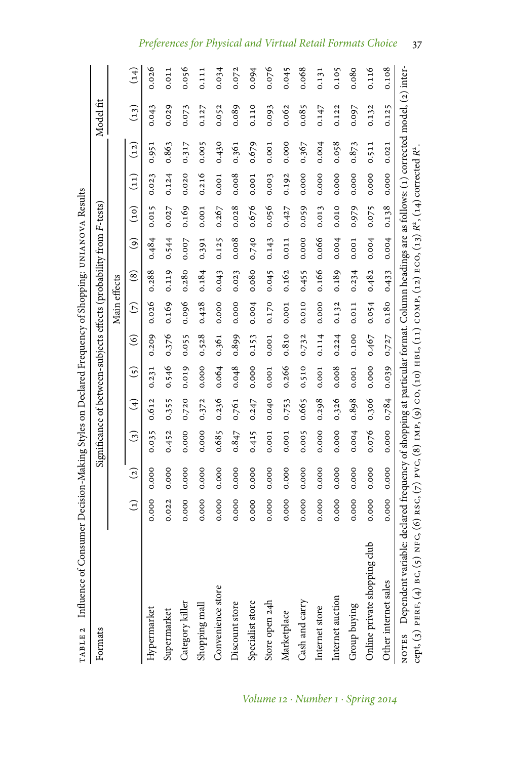TABLE 2 Influence of Consumer Decision-Making Styles on Declared Frequency of Shopping: UNIANOVA Results

| Formats | Significance of between-subjects effects (probability from F-tests) | | | | | | | | | | | | Model fit | |
|---|---|---|---|---|---|---|---|---|---|---|---|---|---|---|
| | | | Main effects | | | | | | | | | | | |
| | (1) | (2) | (3) | (4) | (5) | (6) | (7) | (8) | (9) | (10) | (11) | (12) | (13) | (14) |
| Hypermarket | 0.000 | 0.000 | 0.035 | 0.612 | 0.231 | 0.209 | 0.026 | 0.288 | 0.484 | 0.015 | 0.023 | 0.951 | 0.043 | 0.026 |
| Supermarket | 0.022 | 0.000 | 0.452 | 0.355 | 0.546 | 0.376 | 0.169 | 0.119 | 0.544 | 0.027 | 0.124 | 0.863 | 0.029 | 0.011 |
| Category killer | 0.000 | 0.000 | 0.000 | 0.720 | 0.019 | 0.055 | 0.096 | 0.280 | 0.007 | 0.169 | 0.020 | 0.317 | 0.073 | 0.056 |
| Shopping mall | 0.000 | 0.000 | 0.000 | 0.372 | 0.000 | 0.528 | 0.428 | 0.184 | 0.391 | 0.001 | 0.216 | 0.005 | 0.127 | 0.111 |
| Convenience store | 0.000 | 0.000 | 0.685 | 0.236 | 0.064 | 0.361 | 0.000 | 0.043 | 0.125 | 0.267 | 0.001 | 0.430 | 0.052 | 0.034 |
| Discount store | 0.000 | 0.000 | 0.847 | 0.761 | 0.048 | 0.899 | 0.000 | 0.023 | 0.008 | 0.028 | 0.008 | 0.361 | 0.089 | 0.072 |
| Specialist store | 0.000 | 0.000 | 0.415 | 0.247 | 0.000 | 0.153 | 0.004 | 0.080 | 0.740 | 0.676 | 0.001 | 0.679 | 0.110 | 0.094 |
| Store open 24h | 0.000 | 0.000 | 0.001 | 0.040 | 0.001 | 0.001 | 0.170 | 0.045 | 0.143 | 0.056 | 0.003 | 0.001 | 0.093 | 0.076 |
| Marketplace | 0.000 | 0.000 | 0.001 | 0.753 | 0.266 | 0.810 | 0.001 | 0.162 | 0.011 | 0.427 | 0.192 | 0.000 | 0.062 | 0.045 |
| Cash and carry | 0.000 | 0.000 | 0.005 | 0.665 | 0.510 | 0.732 | 0.010 | 0.455 | 0.000 | 0.059 | 0.000 | 0.367 | 0.085 | 0.068 |
| Internet store | 0.000 | 0.000 | 0.000 | 0.298 | 0.001 | 0.114 | 0.000 | 0.166 | 0.066 | 0.013 | 0.000 | 0.004 | 0.147 | 0.131 |
| Internet auction | 0.000 | 0.000 | 0.000 | 0.326 | 0.008 | 0.224 | 0.132 | 0.189 | 0.004 | 0.010 | 0.000 | 0.058 | 0.122 | 0.105 |
| Group buying | 0.000 | 0.000 | 0.004 | 0.898 | 0.001 | 0.100 | 0.011 | 0.234 | 0.001 | 0.979 | 0.000 | 0.873 | 0.097 | 0.080 |
| Online private shopping club | 0.000 | 0.000 | 0.076 | 0.306 | 0.000 | 0.467 | 0.054 | 0.482 | 0.004 | 0.075 | 0.000 | 0.511 | 0.132 | 0.116 |
| Other internet sales | 0.000 | 0.000 | 0.000 | 0.784 | 0.039 | 0.727 | 0.180 | 0.433 | 0.004 | 0.138 | 0.000 | 0.021 | 0.125 | 0.108 |

NOTES Dependent variable: declared frequency of shopping at particular format. Column headings are as follows: (1) corrected model, (2) intercept, (3) PERF, (4) BC, (5) NFC, (6) RSC, (7) PVC, (8) IMP, (9) CO, (10) HBL, (11) COMP, (12) ECO, (13) $R^2$, (14) corrected $R^2$.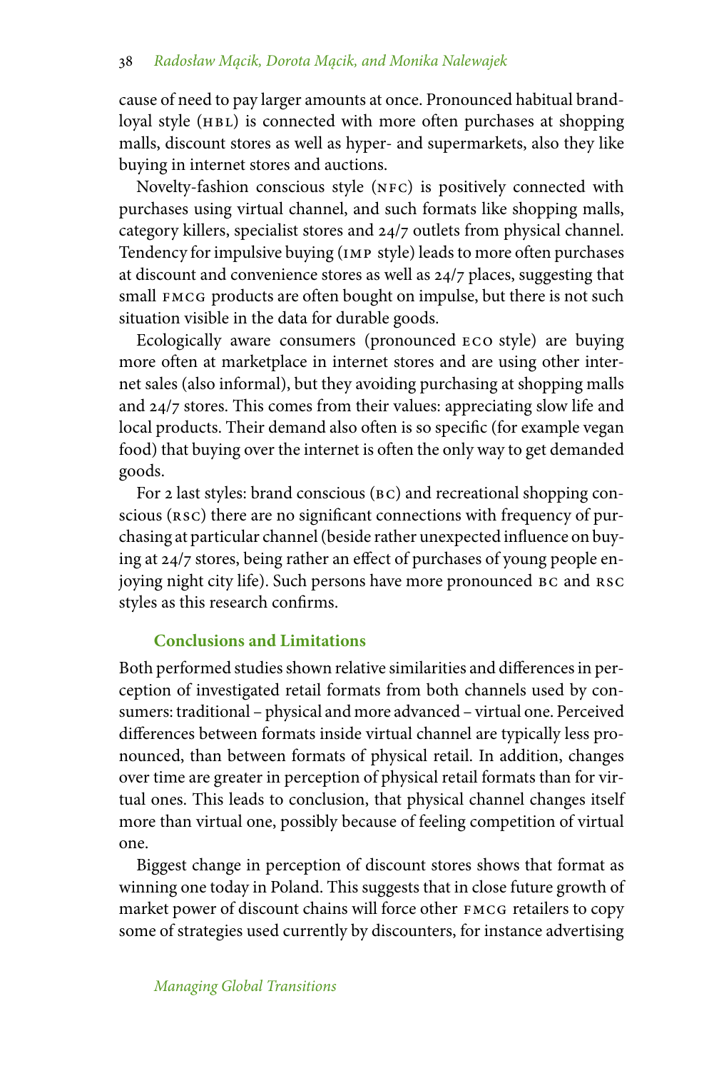cause of need to pay larger amounts at once. Pronounced habitual brand-loyal style (HBL) is connected with more often purchases at shopping malls, discount stores as well as hyper- and supermarkets, also they like buying in internet stores and auctions.

Novelty-fashion conscious style (NFC) is positively connected with purchases using virtual channel, and such formats like shopping malls, category killers, specialist stores and 24/7 outlets from physical channel. Tendency for impulsive buying (IMP style) leads to more often purchases at discount and convenience stores as well as 24/7 places, suggesting that small FMCG products are often bought on impulse, but there is not such situation visible in the data for durable goods.

Ecologically aware consumers (pronounced ECO style) are buying more often at marketplace in internet stores and are using other internet sales (also informal), but they avoiding purchasing at shopping malls and 24/7 stores. This comes from their values: appreciating slow life and local products. Their demand also often is so specific (for example vegan food) that buying over the internet is often the only way to get demanded goods.

For 2 last styles: brand conscious (BC) and recreational shopping conscious (RSC) there are no significant connections with frequency of purchasing at particular channel (beside rather unexpected influence on buying at 24/7 stores, being rather an effect of purchases of young people enjoying night city life). Such persons have more pronounced BC and RSC styles as this research confirms.

## Conclusions and Limitations

Both performed studies shown relative similarities and differences in perception of investigated retail formats from both channels used by consumers: traditional – physical and more advanced – virtual one. Perceived differences between formats inside virtual channel are typically less pronounced, than between formats of physical retail. In addition, changes over time are greater in perception of physical retail formats than for virtual ones. This leads to conclusion, that physical channel changes itself more than virtual one, possibly because of feeling competition of virtual one.

Biggest change in perception of discount stores shows that format as winning one today in Poland. This suggests that in close future growth of market power of discount chains will force other FMCG retailers to copy some of strategies used currently by discounters, for instance advertising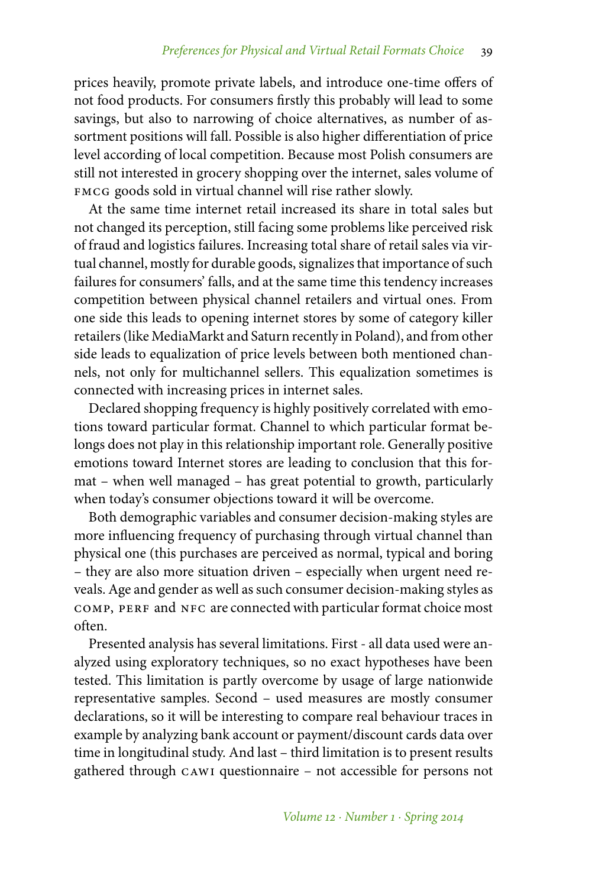prices heavily, promote private labels, and introduce one-time offers of not food products. For consumers firstly this probably will lead to some savings, but also to narrowing of choice alternatives, as number of assortment positions will fall. Possible is also higher differentiation of price level according of local competition. Because most Polish consumers are still not interested in grocery shopping over the internet, sales volume of FMCG goods sold in virtual channel will rise rather slowly.

At the same time internet retail increased its share in total sales but not changed its perception, still facing some problems like perceived risk of fraud and logistics failures. Increasing total share of retail sales via virtual channel, mostly for durable goods, signalizes that importance of such failures for consumers' falls, and at the same time this tendency increases competition between physical channel retailers and virtual ones. From one side this leads to opening internet stores by some of category killer retailers (like MediaMarkt and Saturn recently in Poland), and from other side leads to equalization of price levels between both mentioned channels, not only for multichannel sellers. This equalization sometimes is connected with increasing prices in internet sales.

Declared shopping frequency is highly positively correlated with emotions toward particular format. Channel to which particular format belongs does not play in this relationship important role. Generally positive emotions toward Internet stores are leading to conclusion that this format – when well managed – has great potential to growth, particularly when today's consumer objections toward it will be overcome.

Both demographic variables and consumer decision-making styles are more influencing frequency of purchasing through virtual channel than physical one (this purchases are perceived as normal, typical and boring – they are also more situation driven – especially when urgent need reveals. Age and gender as well as such consumer decision-making styles as COMP, PERF and NFC are connected with particular format choice most often.

Presented analysis has several limitations. First - all data used were analyzed using exploratory techniques, so no exact hypotheses have been tested. This limitation is partly overcome by usage of large nationwide representative samples. Second – used measures are mostly consumer declarations, so it will be interesting to compare real behaviour traces in example by analyzing bank account or payment/discount cards data over time in longitudinal study. And last – third limitation is to present results gathered through CAWI questionnaire – not accessible for persons not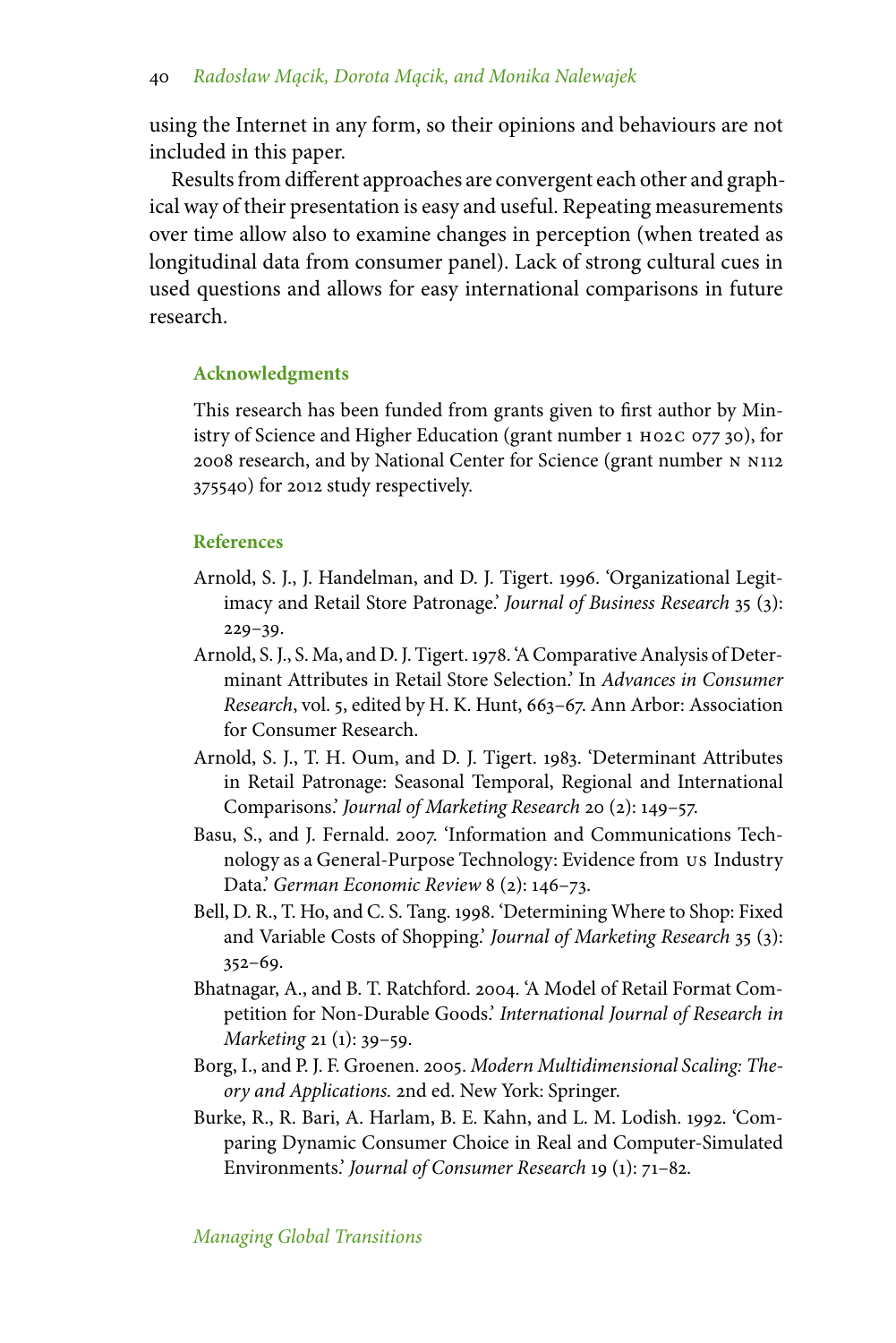using the Internet in any form, so their opinions and behaviours are not included in this paper.

Results from different approaches are convergent each other and graphical way of their presentation is easy and useful. Repeating measurements over time allow also to examine changes in perception (when treated as longitudinal data from consumer panel). Lack of strong cultural cues in used questions and allows for easy international comparisons in future research.

## Acknowledgments

This research has been funded from grants given to first author by Ministry of Science and Higher Education (grant number 1 H02C 077 30), for 2008 research, and by National Center for Science (grant number N N112 375540) for 2012 study respectively.

## References

Arnold, S. J., J. Handelman, and D. J. Tigert. 1996. 'Organizational Legitimacy and Retail Store Patronage.' *Journal of Business Research* 35 (3): 229–39.

Arnold, S. J., S. Ma, and D. J. Tigert. 1978. 'A Comparative Analysis of Determinant Attributes in Retail Store Selection.' In *Advances in Consumer Research*, vol. 5, edited by H. K. Hunt, 663–67. Ann Arbor: Association for Consumer Research.

Arnold, S. J., T. H. Oum, and D. J. Tigert. 1983. 'Determinant Attributes in Retail Patronage: Seasonal Temporal, Regional and International Comparisons.' *Journal of Marketing Research* 20 (2): 149–57.

Basu, S., and J. Fernald. 2007. 'Information and Communications Technology as a General-Purpose Technology: Evidence from US Industry Data.' *German Economic Review* 8 (2): 146–73.

Bell, D. R., T. Ho, and C. S. Tang. 1998. 'Determining Where to Shop: Fixed and Variable Costs of Shopping.' *Journal of Marketing Research* 35 (3): 352–69.

Bhatnagar, A., and B. T. Ratchford. 2004. 'A Model of Retail Format Competition for Non-Durable Goods.' *International Journal of Research in Marketing* 21 (1): 39–59.

Borg, I., and P. J. F. Groenen. 2005. *Modern Multidimensional Scaling: Theory and Applications.* 2nd ed. New York: Springer.

Burke, R., R. Bari, A. Harlam, B. E. Kahn, and L. M. Lodish. 1992. 'Comparing Dynamic Consumer Choice in Real and Computer-Simulated Environments.' *Journal of Consumer Research* 19 (1): 71–82.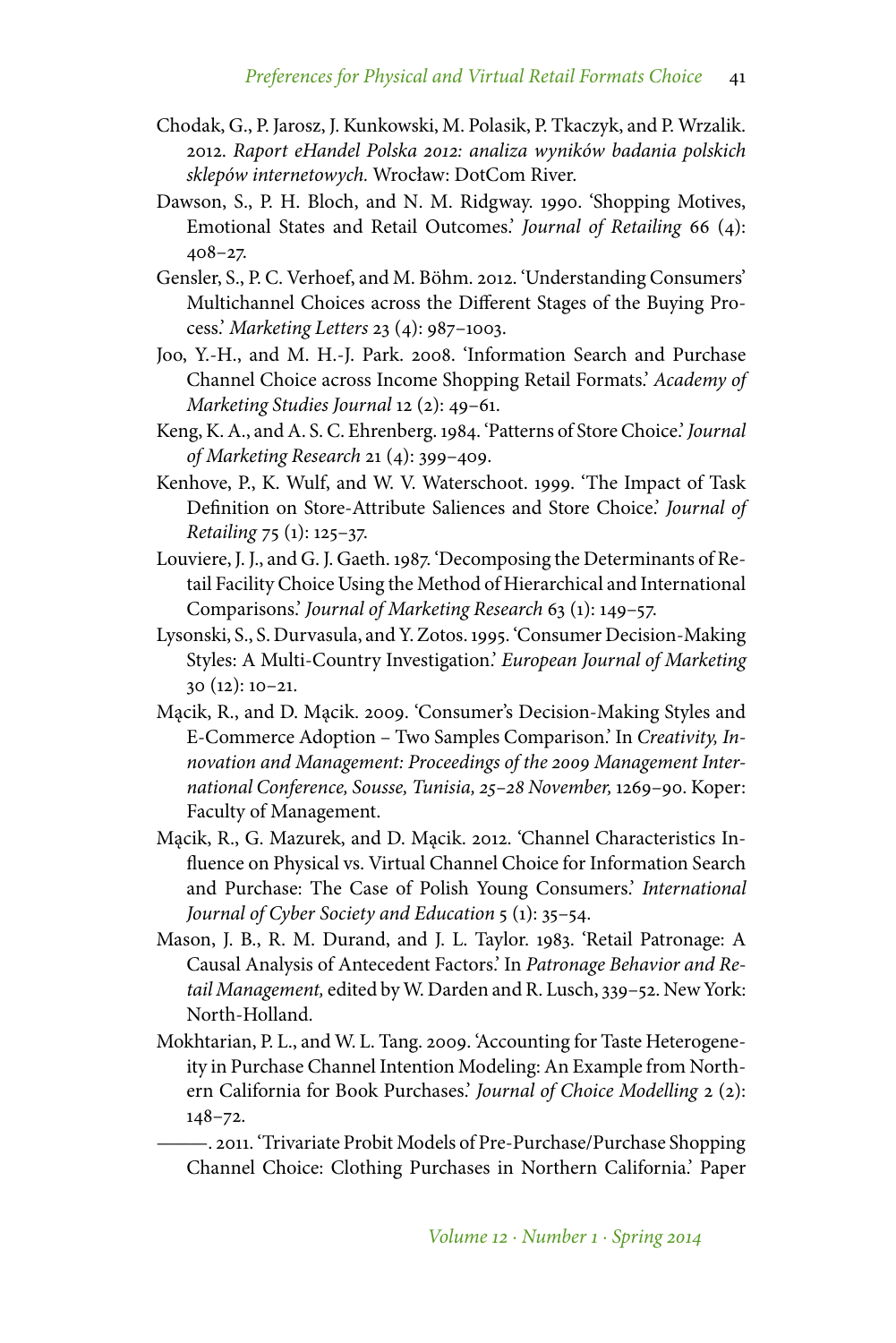Chodak, G., P. Jarosz, J. Kunkowski, M. Polasik, P. Tkaczyk, and P. Wrzalik. 2012. *Raport eHandel Polska 2012: analiza wyników badania polskich sklepów internetowych.* Wrocław: DotCom River.

Dawson, S., P. H. Bloch, and N. M. Ridgway. 1990. 'Shopping Motives, Emotional States and Retail Outcomes.' *Journal of Retailing* 66 (4): 408–27.

Gensler, S., P. C. Verhoef, and M. Böhm. 2012. 'Understanding Consumers' Multichannel Choices across the Different Stages of the Buying Process.' *Marketing Letters* 23 (4): 987–1003.

Joo, Y.-H., and M. H.-J. Park. 2008. 'Information Search and Purchase Channel Choice across Income Shopping Retail Formats.' *Academy of Marketing Studies Journal* 12 (2): 49–61.

Keng, K. A., and A. S. C. Ehrenberg. 1984. 'Patterns of Store Choice.' *Journal of Marketing Research* 21 (4): 399–409.

Kenhove, P., K. Wulf, and W. V. Waterschoot. 1999. 'The Impact of Task Definition on Store-Attribute Saliences and Store Choice.' *Journal of Retailing* 75 (1): 125–37.

Louviere, J. J., and G. J. Gaeth. 1987. 'Decomposing the Determinants of Retail Facility Choice Using the Method of Hierarchical and International Comparisons.' *Journal of Marketing Research* 63 (1): 149–57.

Lysonski, S., S. Durvasula, and Y. Zotos. 1995. 'Consumer Decision-Making Styles: A Multi-Country Investigation.' *European Journal of Marketing* 30 (12): 10–21.

Mącik, R., and D. Mącik. 2009. 'Consumer's Decision-Making Styles and E-Commerce Adoption – Two Samples Comparison.' In *Creativity, Innovation and Management: Proceedings of the 2009 Management International Conference, Sousse, Tunisia, 25–28 November,* 1269–90. Koper: Faculty of Management.

Mącik, R., G. Mazurek, and D. Mącik. 2012. 'Channel Characteristics Influence on Physical vs. Virtual Channel Choice for Information Search and Purchase: The Case of Polish Young Consumers.' *International Journal of Cyber Society and Education* 5 (1): 35–54.

Mason, J. B., R. M. Durand, and J. L. Taylor. 1983. 'Retail Patronage: A Causal Analysis of Antecedent Factors.' In *Patronage Behavior and Retail Management,* edited by W. Darden and R. Lusch, 339–52. New York: North-Holland.

Mokhtarian, P. L., and W. L. Tang. 2009. 'Accounting for Taste Heterogeneity in Purchase Channel Intention Modeling: An Example from Northern California for Book Purchases.' *Journal of Choice Modelling* 2 (2): 148–72.

———. 2011. 'Trivariate Probit Models of Pre-Purchase/Purchase Shopping Channel Choice: Clothing Purchases in Northern California.' Paper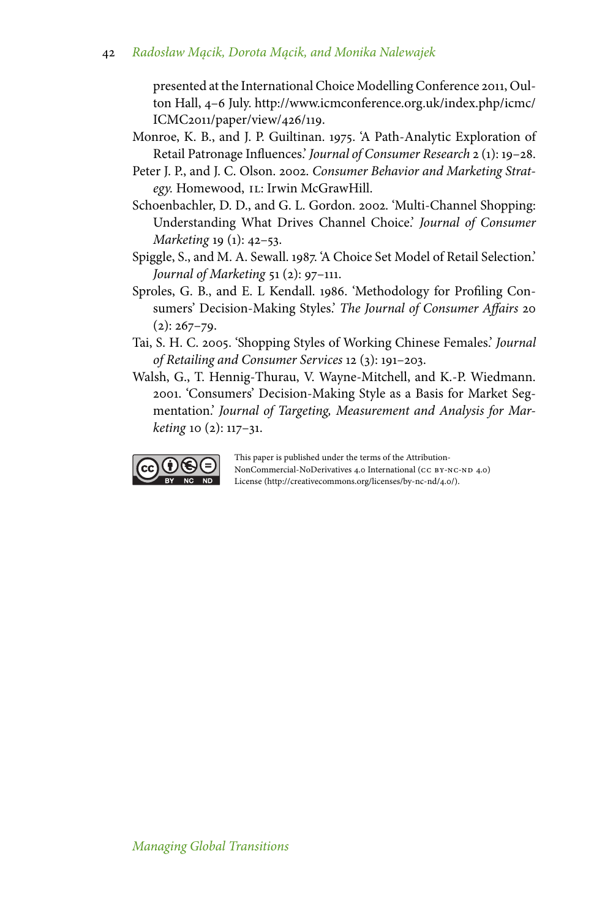presented at the International Choice Modelling Conference 2011, Oulton Hall, 4–6 July. http://www.icmconference.org.uk/index.php/icmc/ICMC2011/paper/view/426/119.

Monroe, K. B., and J. P. Guiltinan. 1975. 'A Path-Analytic Exploration of Retail Patronage Influences.' *Journal of Consumer Research* 2 (1): 19–28.

Peter J. P., and J. C. Olson. 2002. *Consumer Behavior and Marketing Strategy.* Homewood, IL: Irwin McGrawHill.

Schoenbachler, D. D., and G. L. Gordon. 2002. 'Multi-Channel Shopping: Understanding What Drives Channel Choice.' *Journal of Consumer Marketing* 19 (1): 42–53.

Spiggle, S., and M. A. Sewall. 1987. 'A Choice Set Model of Retail Selection.' *Journal of Marketing* 51 (2): 97–111.

Sproles, G. B., and E. L Kendall. 1986. 'Methodology for Profiling Consumers' Decision-Making Styles.' *The Journal of Consumer Affairs* 20 (2): 267–79.

Tai, S. H. C. 2005. 'Shopping Styles of Working Chinese Females.' *Journal of Retailing and Consumer Services* 12 (3): 191–203.

Walsh, G., T. Hennig-Thurau, V. Wayne-Mitchell, and K.-P. Wiedmann. 2001. 'Consumers' Decision-Making Style as a Basis for Market Segmentation.' *Journal of Targeting, Measurement and Analysis for Marketing* 10 (2): 117–31.

This paper is published under the terms of the Attribution-NonCommercial-NoDerivatives 4.0 International (CC BY-NC-ND 4.0) License (http://creativecommons.org/licenses/by-nc-nd/4.0/).